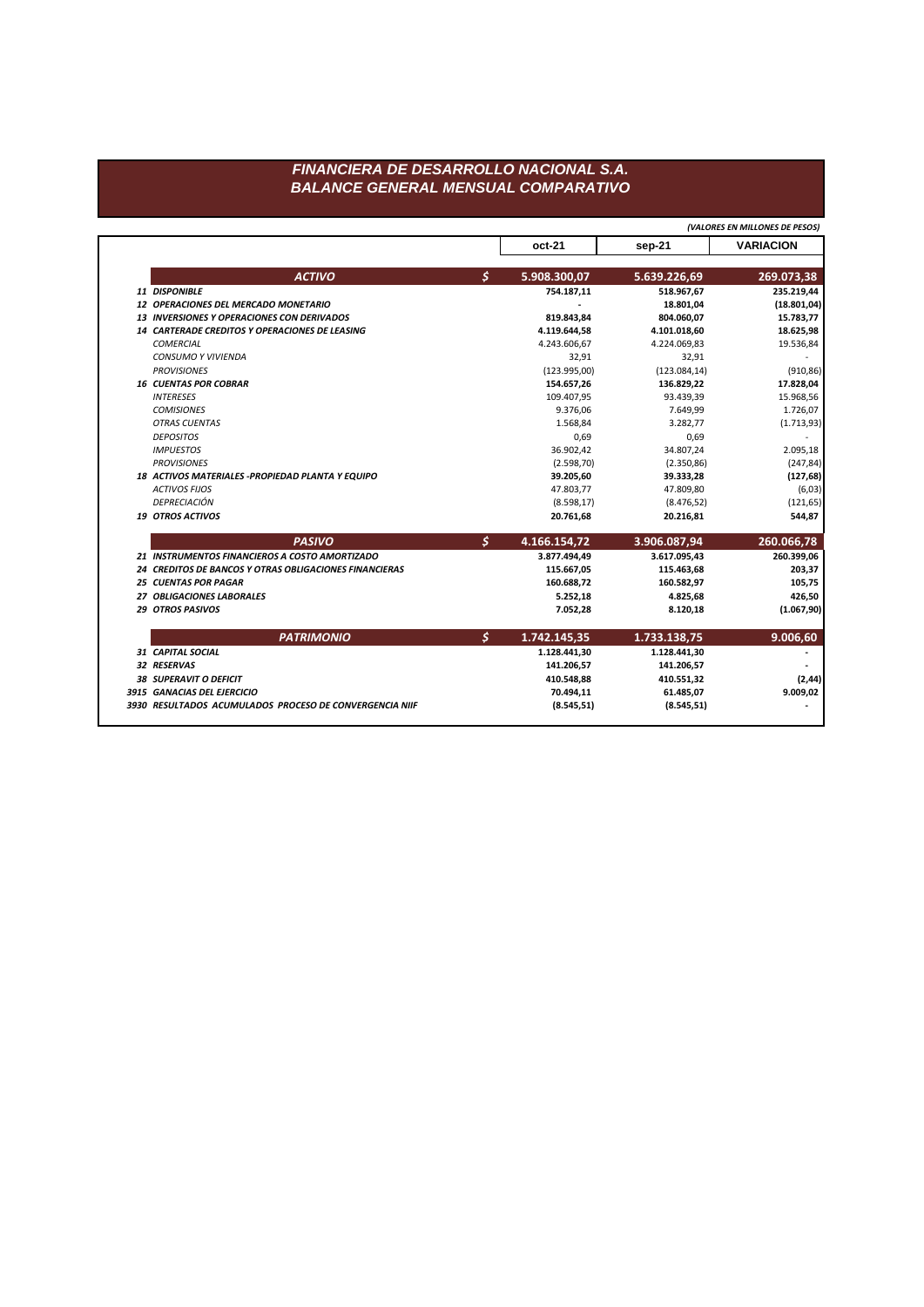# FINANCIERA DE DESARROLLO NACIONAL S.A.
## BALANCE GENERAL MENSUAL COMPARATIVO

*(VALORES EN MILLONES DE PESOS)*

| | | oct-21 | sep-21 | VARIACION |
|---|---|---|---|---|
| **ACTIVO** | **$** | **5.908.300,07** | **5.639.226,69** | **269.073,38** |
| **11 DISPONIBLE** | | **754.187,11** | **518.967,67** | **235.219,44** |
| **12 OPERACIONES DEL MERCADO MONETARIO** | | **-** | **18.801,04** | **(18.801,04)** |
| **13 INVERSIONES Y OPERACIONES CON DERIVADOS** | | **819.843,84** | **804.060,07** | **15.783,77** |
| **14 CARTERADE CREDITOS Y OPERACIONES DE LEASING** | | **4.119.644,58** | **4.101.018,60** | **18.625,98** |
| *COMERCIAL* | | 4.243.606,67 | 4.224.069,83 | 19.536,84 |
| *CONSUMO Y VIVIENDA* | | 32,91 | 32,91 | - |
| *PROVISIONES* | | (123.995,00) | (123.084,14) | (910,86) |
| **16 CUENTAS POR COBRAR** | | **154.657,26** | **136.829,22** | **17.828,04** |
| *INTERESES* | | 109.407,95 | 93.439,39 | 15.968,56 |
| *COMISIONES* | | 9.376,06 | 7.649,99 | 1.726,07 |
| *OTRAS CUENTAS* | | 1.568,84 | 3.282,77 | (1.713,93) |
| *DEPOSITOS* | | 0,69 | 0,69 | - |
| *IMPUESTOS* | | 36.902,42 | 34.807,24 | 2.095,18 |
| *PROVISIONES* | | (2.598,70) | (2.350,86) | (247,84) |
| **18 ACTIVOS MATERIALES -PROPIEDAD PLANTA Y EQUIPO** | | **39.205,60** | **39.333,28** | **(127,68)** |
| *ACTIVOS FIJOS* | | 47.803,77 | 47.809,80 | (6,03) |
| *DEPRECIACIÓN* | | (8.598,17) | (8.476,52) | (121,65) |
| **19 OTROS ACTIVOS** | | **20.761,68** | **20.216,81** | **544,87** |
| **PASIVO** | **$** | **4.166.154,72** | **3.906.087,94** | **260.066,78** |
| **21 INSTRUMENTOS FINANCIEROS A COSTO AMORTIZADO** | | **3.877.494,49** | **3.617.095,43** | **260.399,06** |
| **24 CREDITOS DE BANCOS Y OTRAS OBLIGACIONES FINANCIERAS** | | **115.667,05** | **115.463,68** | **203,37** |
| **25 CUENTAS POR PAGAR** | | **160.688,72** | **160.582,97** | **105,75** |
| **27 OBLIGACIONES LABORALES** | | **5.252,18** | **4.825,68** | **426,50** |
| **29 OTROS PASIVOS** | | **7.052,28** | **8.120,18** | **(1.067,90)** |
| **PATRIMONIO** | **$** | **1.742.145,35** | **1.733.138,75** | **9.006,60** |
| **31 CAPITAL SOCIAL** | | **1.128.441,30** | **1.128.441,30** | **-** |
| **32 RESERVAS** | | **141.206,57** | **141.206,57** | **-** |
| **38 SUPERAVIT O DEFICIT** | | **410.548,88** | **410.551,32** | **(2,44)** |
| **3915 GANACIAS DEL EJERCICIO** | | **70.494,11** | **61.485,07** | **9.009,02** |
| **3930 RESULTADOS ACUMULADOS PROCESO DE CONVERGENCIA NIIF** | | **(8.545,51)** | **(8.545,51)** | **-** |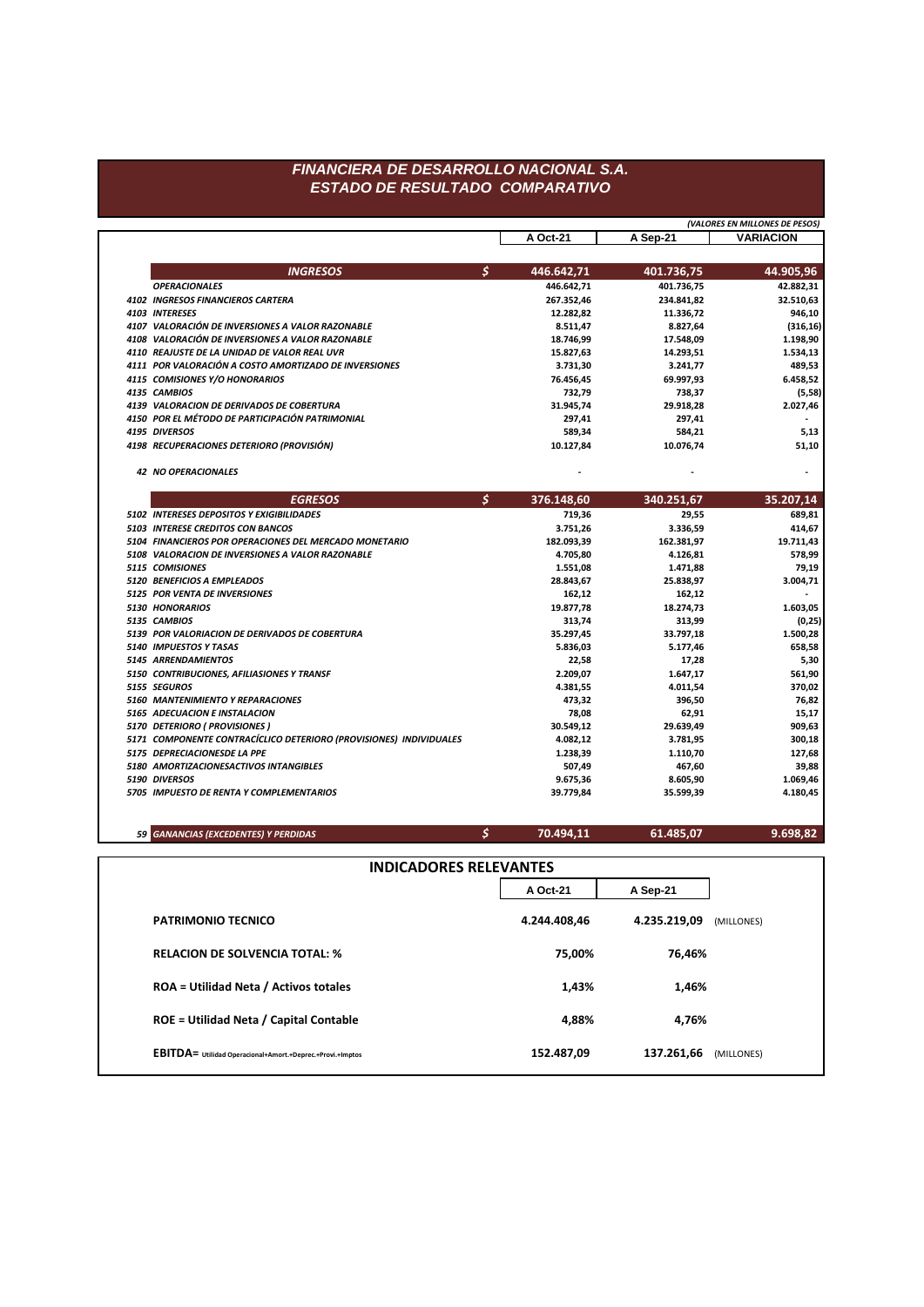# FINANCIERA DE DESARROLLO NACIONAL S.A.
## ESTADO DE RESULTADO COMPARATIVO

*(VALORES EN MILLONES DE PESOS)*

| | | A Oct-21 | A Sep-21 | VARIACION |
|---|---|---|---|---|
| **INGRESOS** | $ | **446.642,71** | **401.736,75** | **44.905,96** |
| OPERACIONALES | | 446.642,71 | 401.736,75 | 42.882,31 |
| 4102 INGRESOS FINANCIEROS CARTERA | | 267.352,46 | 234.841,82 | 32.510,63 |
| 4103 INTERESES | | 12.282,82 | 11.336,72 | 946,10 |
| 4107 VALORACIÓN DE INVERSIONES A VALOR RAZONABLE | | 8.511,47 | 8.827,64 | (316,16) |
| 4108 VALORACIÓN DE INVERSIONES A VALOR RAZONABLE | | 18.746,99 | 17.548,09 | 1.198,90 |
| 4110 REAJUSTE DE LA UNIDAD DE VALOR REAL UVR | | 15.827,63 | 14.293,51 | 1.534,13 |
| 4111 POR VALORACIÓN A COSTO AMORTIZADO DE INVERSIONES | | 3.731,30 | 3.241,77 | 489,53 |
| 4115 COMISIONES Y/O HONORARIOS | | 76.456,45 | 69.997,93 | 6.458,52 |
| 4135 CAMBIOS | | 732,79 | 738,37 | (5,58) |
| 4139 VALORACION DE DERIVADOS DE COBERTURA | | 31.945,74 | 29.918,28 | 2.027,46 |
| 4150 POR EL MÉTODO DE PARTICIPACIÓN PATRIMONIAL | | 297,41 | 297,41 | - |
| 4195 DIVERSOS | | 589,34 | 584,21 | 5,13 |
| 4198 RECUPERACIONES DETERIORO (PROVISIÓN) | | 10.127,84 | 10.076,74 | 51,10 |
| 42 NO OPERACIONALES | | - | - | - |
| **EGRESOS** | $ | **376.148,60** | **340.251,67** | **35.207,14** |
| 5102 INTERESES DEPOSITOS Y EXIGIBILIDADES | | 719,36 | 29,55 | 689,81 |
| 5103 INTERESE CREDITOS CON BANCOS | | 3.751,26 | 3.336,59 | 414,67 |
| 5104 FINANCIEROS POR OPERACIONES DEL MERCADO MONETARIO | | 182.093,39 | 162.381,97 | 19.711,43 |
| 5108 VALORACION DE INVERSIONES A VALOR RAZONABLE | | 4.705,80 | 4.126,81 | 578,99 |
| 5115 COMISIONES | | 1.551,08 | 1.471,88 | 79,19 |
| 5120 BENEFICIOS A EMPLEADOS | | 28.843,67 | 25.838,97 | 3.004,71 |
| 5125 POR VENTA DE INVERSIONES | | 162,12 | 162,12 | - |
| 5130 HONORARIOS | | 19.877,78 | 18.274,73 | 1.603,05 |
| 5135 CAMBIOS | | 313,74 | 313,99 | (0,25) |
| 5139 POR VALORIACION DE DERIVADOS DE COBERTURA | | 35.297,45 | 33.797,18 | 1.500,28 |
| 5140 IMPUESTOS Y TASAS | | 5.836,03 | 5.177,46 | 658,58 |
| 5145 ARRENDAMIENTOS | | 22,58 | 17,28 | 5,30 |
| 5150 CONTRIBUCIONES, AFILIASIONES Y TRANSF | | 2.209,07 | 1.647,17 | 561,90 |
| 5155 SEGUROS | | 4.381,55 | 4.011,54 | 370,02 |
| 5160 MANTENIMIENTO Y REPARACIONES | | 473,32 | 396,50 | 76,82 |
| 5165 ADECUACION E INSTALACION | | 78,08 | 62,91 | 15,17 |
| 5170 DETERIORO ( PROVISIONES ) | | 30.549,12 | 29.639,49 | 909,63 |
| 5171 COMPONENTE CONTRACÍCLICO DETERIORO (PROVISIONES) INDIVIDUALES | | 4.082,12 | 3.781,95 | 300,18 |
| 5175 DEPRECIACIONESDE LA PPE | | 1.238,39 | 1.110,70 | 127,68 |
| 5180 AMORTIZACIONESACTIVOS INTANGIBLES | | 507,49 | 467,60 | 39,88 |
| 5190 DIVERSOS | | 9.675,36 | 8.605,90 | 1.069,46 |
| 5705 IMPUESTO DE RENTA Y COMPLEMENTARIOS | | 39.779,84 | 35.599,39 | 4.180,45 |
| 59 GANANCIAS (EXCEDENTES) Y PERDIDAS | $ | **70.494,11** | **61.485,07** | **9.698,82** |

## INDICADORES RELEVANTES

| | A Oct-21 | A Sep-21 | |
|---|---|---|---|
| **PATRIMONIO TECNICO** | 4.244.408,46 | 4.235.219,09 | (MILLONES) |
| **RELACION DE SOLVENCIA TOTAL: %** | 75,00% | 76,46% | |
| **ROA = Utilidad Neta / Activos totales** | 1,43% | 1,46% | |
| **ROE = Utilidad Neta / Capital Contable** | 4,88% | 4,76% | |
| **EBITDA=** Utilidad Operacional+Amort.+Deprec.+Provi.+Imptos | 152.487,09 | 137.261,66 | (MILLONES) |